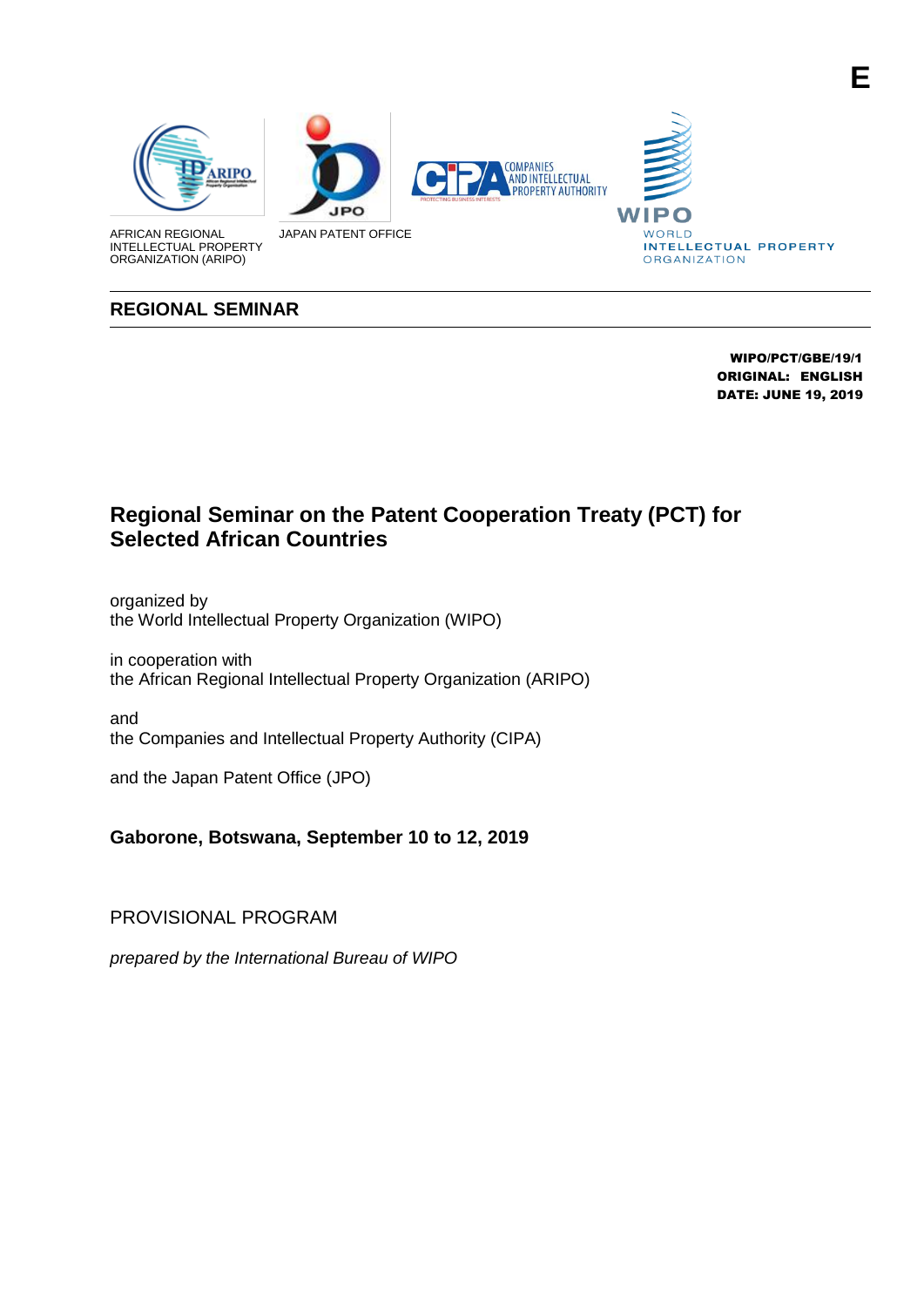E

AFRICAN REGIONAL INTELLECTUAL PROPERTY ORGANIZATION (ARIPO)

JAPAN PATENT OFFICE

COMPANIES AND INTELLECTUAL PROPERTY AUTHORITY

WIPO WORLD INTELLECTUAL PROPERTY ORGANIZATION

**REGIONAL SEMINAR**

**WIPO/PCT/GBE/19/1**
**ORIGINAL: ENGLISH**
**DATE: JUNE 19, 2019**

# Regional Seminar on the Patent Cooperation Treaty (PCT) for Selected African Countries

organized by
the World Intellectual Property Organization (WIPO)

in cooperation with
the African Regional Intellectual Property Organization (ARIPO)

and
the Companies and Intellectual Property Authority (CIPA)

and the Japan Patent Office (JPO)

**Gaborone, Botswana, September 10 to 12, 2019**

PROVISIONAL PROGRAM

*prepared by the International Bureau of WIPO*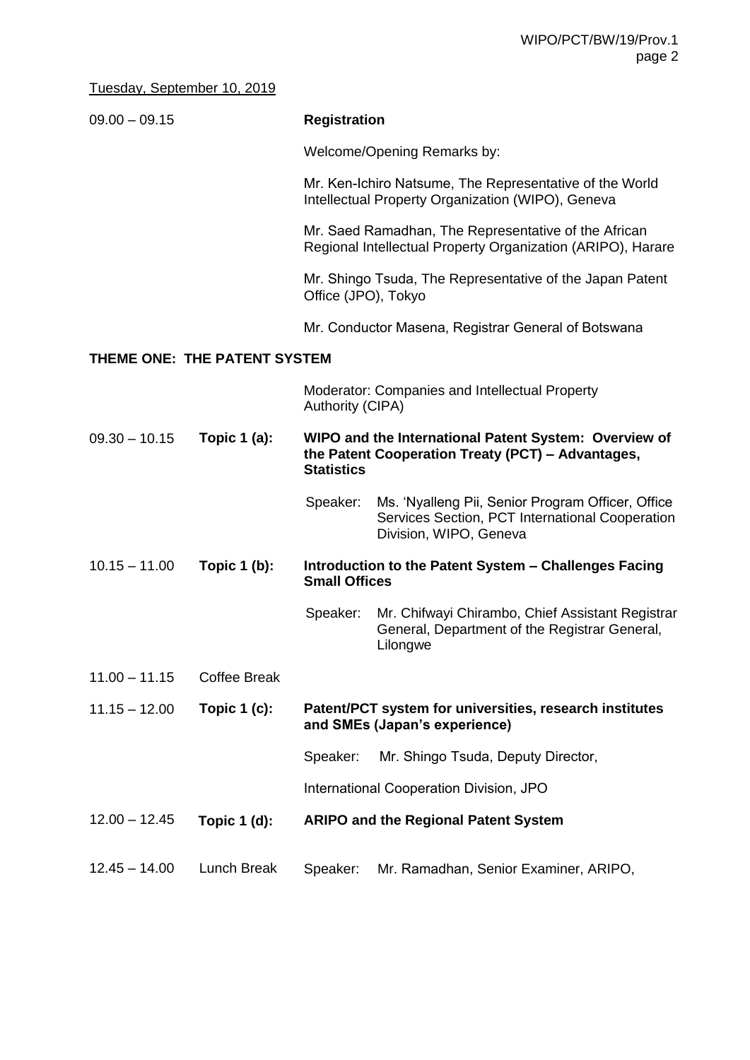Tuesday, September 10, 2019

| | | |
|---|---|---|
| 09.00 – 09.15 | | **Registration** |
| | | Welcome/Opening Remarks by: |
| | | Mr. Ken-Ichiro Natsume, The Representative of the World Intellectual Property Organization (WIPO), Geneva |
| | | Mr. Saed Ramadhan, The Representative of the African Regional Intellectual Property Organization (ARIPO), Harare |
| | | Mr. Shingo Tsuda, The Representative of the Japan Patent Office (JPO), Tokyo |
| | | Mr. Conductor Masena, Registrar General of Botswana |

**THEME ONE: THE PATENT SYSTEM**

| | | |
|---|---|---|
| | | Moderator: Companies and Intellectual Property Authority (CIPA) |
| 09.30 – 10.15 | **Topic 1 (a):** | **WIPO and the International Patent System: Overview of the Patent Cooperation Treaty (PCT) – Advantages, Statistics** |
| | | Speaker: Ms. 'Nyalleng Pii, Senior Program Officer, Office Services Section, PCT International Cooperation Division, WIPO, Geneva |
| 10.15 – 11.00 | **Topic 1 (b):** | **Introduction to the Patent System – Challenges Facing Small Offices** |
| | | Speaker: Mr. Chifwayi Chirambo, Chief Assistant Registrar General, Department of the Registrar General, Lilongwe |
| 11.00 – 11.15 | Coffee Break | |
| 11.15 – 12.00 | **Topic 1 (c):** | **Patent/PCT system for universities, research institutes and SMEs (Japan's experience)** |
| | | Speaker: Mr. Shingo Tsuda, Deputy Director, |
| | | International Cooperation Division, JPO |
| 12.00 – 12.45 | **Topic 1 (d):** | **ARIPO and the Regional Patent System** |
| 12.45 – 14.00 | Lunch Break | Speaker: Mr. Ramadhan, Senior Examiner, ARIPO, |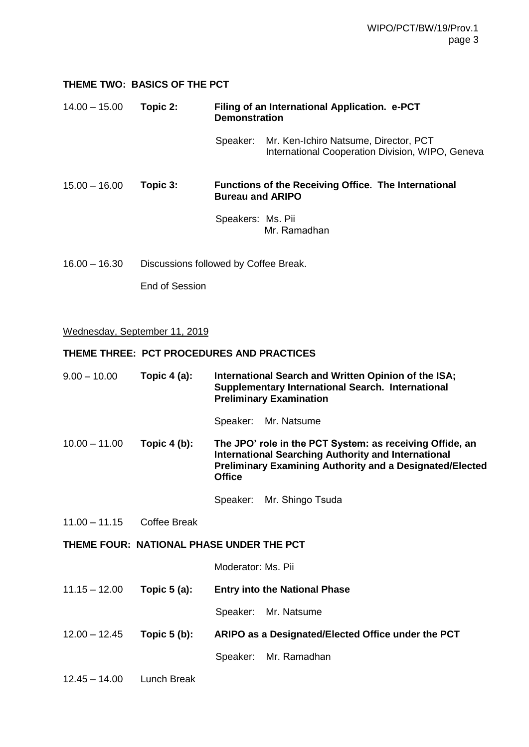**THEME TWO: BASICS OF THE PCT**

14.00 – 15.00 **Topic 2:** **Filing of an International Application. e-PCT Demonstration**

Speaker: Mr. Ken-Ichiro Natsume, Director, PCT International Cooperation Division, WIPO, Geneva

15.00 – 16.00 **Topic 3:** **Functions of the Receiving Office. The International Bureau and ARIPO**

Speakers: Ms. Pii
Mr. Ramadhan

16.00 – 16.30 Discussions followed by Coffee Break.

End of Session

Wednesday, September 11, 2019

**THEME THREE: PCT PROCEDURES AND PRACTICES**

9.00 – 10.00 **Topic 4 (a):** **International Search and Written Opinion of the ISA; Supplementary International Search. International Preliminary Examination**

Speaker: Mr. Natsume

10.00 – 11.00 **Topic 4 (b):** **The JPO' role in the PCT System: as receiving Offide, an International Searching Authority and International Preliminary Examining Authority and a Designated/Elected Office**

Speaker: Mr. Shingo Tsuda

11.00 – 11.15 Coffee Break

**THEME FOUR: NATIONAL PHASE UNDER THE PCT**

Moderator: Ms. Pii

11.15 – 12.00 **Topic 5 (a):** **Entry into the National Phase**

Speaker: Mr. Natsume

12.00 – 12.45 **Topic 5 (b):** **ARIPO as a Designated/Elected Office under the PCT**

Speaker: Mr. Ramadhan

12.45 – 14.00 Lunch Break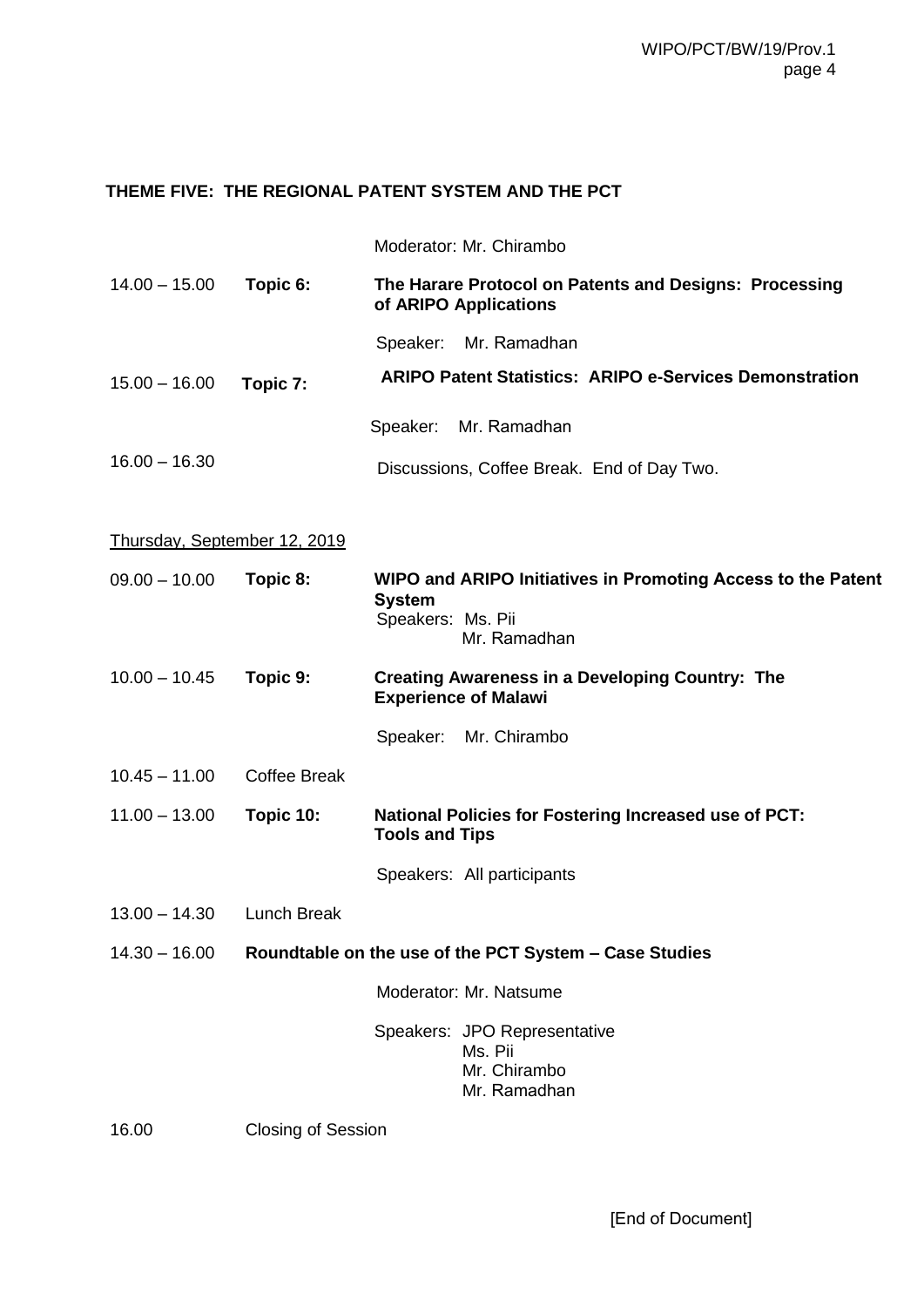## THEME FIVE: THE REGIONAL PATENT SYSTEM AND THE PCT

Moderator: Mr. Chirambo

| | | |
|---|---|---|
| 14.00 – 15.00 | **Topic 6:** | **The Harare Protocol on Patents and Designs: Processing of ARIPO Applications** |
| | | Speaker: Mr. Ramadhan |
| 15.00 – 16.00 | **Topic 7:** | **ARIPO Patent Statistics: ARIPO e-Services Demonstration** |
| | | Speaker: Mr. Ramadhan |
| 16.00 – 16.30 | | Discussions, Coffee Break. End of Day Two. |

<u>Thursday, September 12, 2019</u>

| | | |
|---|---|---|
| 09.00 – 10.00 | **Topic 8:** | **WIPO and ARIPO Initiatives in Promoting Access to the Patent System** |
| | | Speakers: Ms. Pii<br>Mr. Ramadhan |
| 10.00 – 10.45 | **Topic 9:** | **Creating Awareness in a Developing Country: The Experience of Malawi** |
| | | Speaker: Mr. Chirambo |
| 10.45 – 11.00 | Coffee Break | |
| 11.00 – 13.00 | **Topic 10:** | **National Policies for Fostering Increased use of PCT: Tools and Tips** |
| | | Speakers: All participants |
| 13.00 – 14.30 | Lunch Break | |
| 14.30 – 16.00 | **Roundtable on the use of the PCT System – Case Studies** | |
| | | Moderator: Mr. Natsume |
| | | Speakers: JPO Representative<br>Ms. Pii<br>Mr. Chirambo<br>Mr. Ramadhan |
| 16.00 | Closing of Session | |

[End of Document]